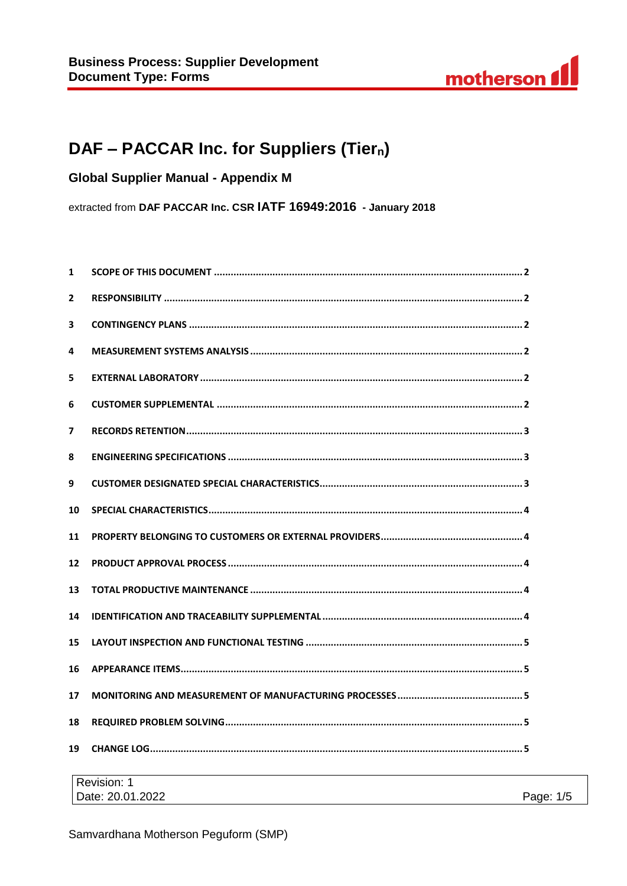**Business Process: Supplier Development**
**Document Type: Forms**

# DAF – PACCAR Inc. for Suppliers (Tier$_n$)

## Global Supplier Manual - Appendix M

extracted from **DAF PACCAR Inc. CSR IATF 16949:2016 - January 2018**

| | | |
|---|---|---|
| 1 | SCOPE OF THIS DOCUMENT | 2 |
| 2 | RESPONSIBILITY | 2 |
| 3 | CONTINGENCY PLANS | 2 |
| 4 | MEASUREMENT SYSTEMS ANALYSIS | 2 |
| 5 | EXTERNAL LABORATORY | 2 |
| 6 | CUSTOMER SUPPLEMENTAL | 2 |
| 7 | RECORDS RETENTION | 3 |
| 8 | ENGINEERING SPECIFICATIONS | 3 |
| 9 | CUSTOMER DESIGNATED SPECIAL CHARACTERISTICS | 3 |
| 10 | SPECIAL CHARACTERISTICS | 4 |
| 11 | PROPERTY BELONGING TO CUSTOMERS OR EXTERNAL PROVIDERS | 4 |
| 12 | PRODUCT APPROVAL PROCESS | 4 |
| 13 | TOTAL PRODUCTIVE MAINTENANCE | 4 |
| 14 | IDENTIFICATION AND TRACEABILITY SUPPLEMENTAL | 4 |
| 15 | LAYOUT INSPECTION AND FUNCTIONAL TESTING | 5 |
| 16 | APPEARANCE ITEMS | 5 |
| 17 | MONITORING AND MEASUREMENT OF MANUFACTURING PROCESSES | 5 |
| 18 | REQUIRED PROBLEM SOLVING | 5 |
| 19 | CHANGE LOG | 5 |

Revision: 1
Date: 20.01.2022

Samvardhana Motherson Peguform (SMP)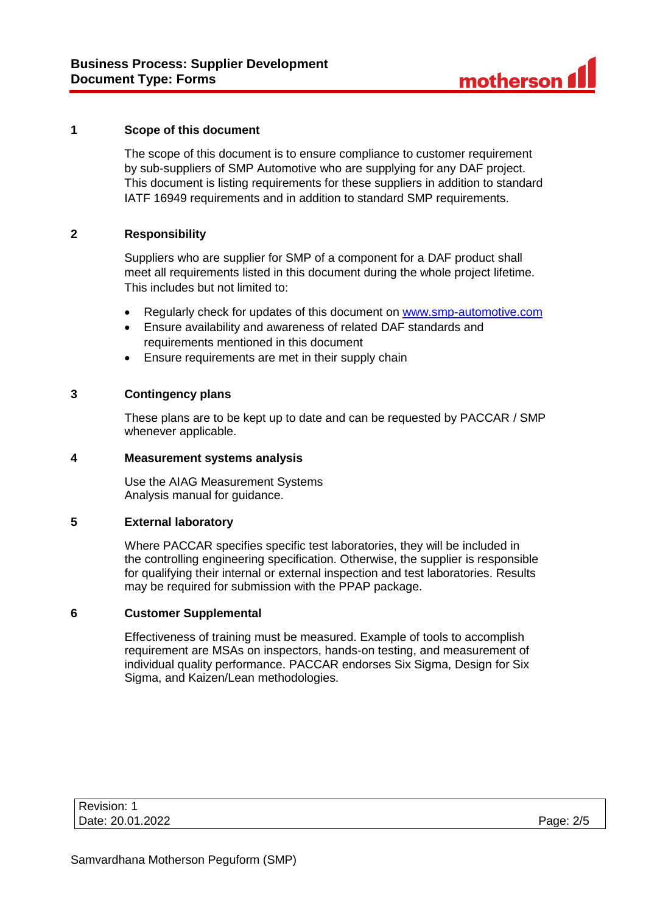## 1 Scope of this document

The scope of this document is to ensure compliance to customer requirement by sub-suppliers of SMP Automotive who are supplying for any DAF project. This document is listing requirements for these suppliers in addition to standard IATF 16949 requirements and in addition to standard SMP requirements.

## 2 Responsibility

Suppliers who are supplier for SMP of a component for a DAF product shall meet all requirements listed in this document during the whole project lifetime. This includes but not limited to:

- Regularly check for updates of this document on [www.smp-automotive.com](http://www.smp-automotive.com)
- Ensure availability and awareness of related DAF standards and requirements mentioned in this document
- Ensure requirements are met in their supply chain

## 3 Contingency plans

These plans are to be kept up to date and can be requested by PACCAR / SMP whenever applicable.

## 4 Measurement systems analysis

Use the AIAG Measurement Systems Analysis manual for guidance.

## 5 External laboratory

Where PACCAR specifies specific test laboratories, they will be included in the controlling engineering specification. Otherwise, the supplier is responsible for qualifying their internal or external inspection and test laboratories. Results may be required for submission with the PPAP package.

## 6 Customer Supplemental

Effectiveness of training must be measured. Example of tools to accomplish requirement are MSAs on inspectors, hands-on testing, and measurement of individual quality performance. PACCAR endorses Six Sigma, Design for Six Sigma, and Kaizen/Lean methodologies.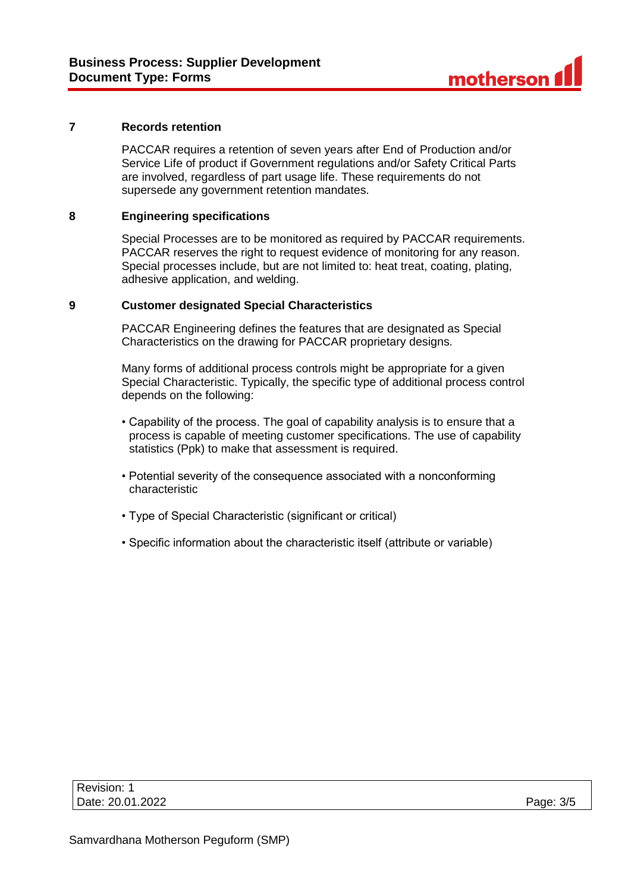## 7 Records retention

PACCAR requires a retention of seven years after End of Production and/or Service Life of product if Government regulations and/or Safety Critical Parts are involved, regardless of part usage life. These requirements do not supersede any government retention mandates.

## 8 Engineering specifications

Special Processes are to be monitored as required by PACCAR requirements. PACCAR reserves the right to request evidence of monitoring for any reason. Special processes include, but are not limited to: heat treat, coating, plating, adhesive application, and welding.

## 9 Customer designated Special Characteristics

PACCAR Engineering defines the features that are designated as Special Characteristics on the drawing for PACCAR proprietary designs.

Many forms of additional process controls might be appropriate for a given Special Characteristic. Typically, the specific type of additional process control depends on the following:

- Capability of the process. The goal of capability analysis is to ensure that a process is capable of meeting customer specifications. The use of capability statistics (Ppk) to make that assessment is required.
- Potential severity of the consequence associated with a nonconforming characteristic
- Type of Special Characteristic (significant or critical)
- Specific information about the characteristic itself (attribute or variable)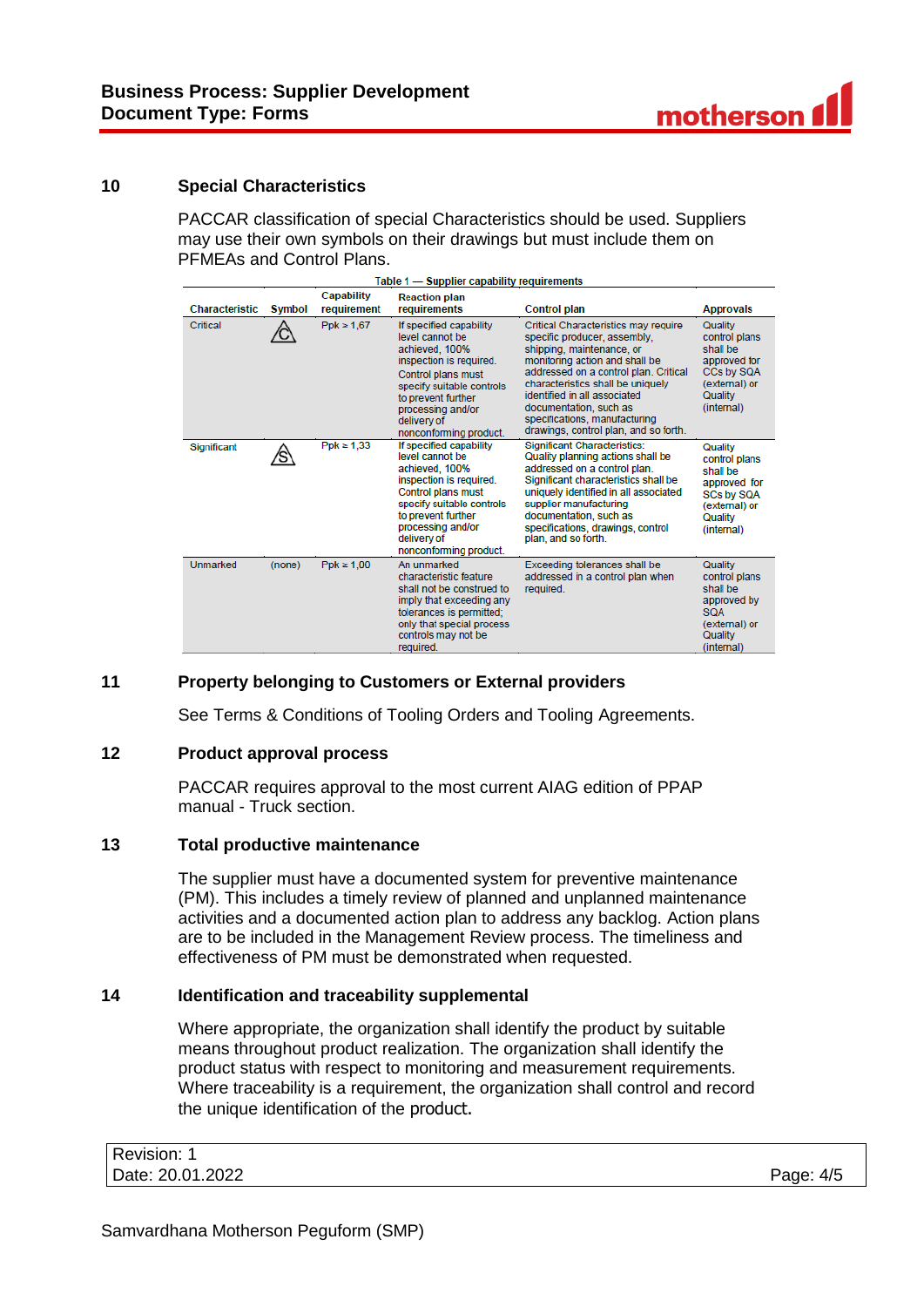## 10 Special Characteristics

PACCAR classification of special Characteristics should be used. Suppliers may use their own symbols on their drawings but must include them on PFMEAs and Control Plans.

Table 1 — Supplier capability requirements

| Characteristic | Symbol | Capability requirement | Reaction plan requirements | Control plan | Approvals |
|---|---|---|---|---|---|
| Critical | C (in triangle) | Ppk ≥ 1,67 | If specified capability level cannot be achieved, 100% inspection is required. Control plans must specify suitable controls to prevent further processing and/or delivery of nonconforming product. | Critical Characteristics may require specific producer, assembly, shipping, maintenance, or monitoring action and shall be addressed on a control plan. Critical characteristics shall be uniquely identified in all associated documentation, such as specifications, manufacturing drawings, control plan, and so forth. | Quality control plans shall be approved for CCs by SQA (external) or Quality (internal) |
| Significant | S (in triangle) | Ppk ≥ 1,33 | If specified capability level cannot be achieved, 100% inspection is required. Control plans must specify suitable controls to prevent further processing and/or delivery of nonconforming product. | Significant Characteristics: Quality planning actions shall be addressed on a control plan. Significant characteristics shall be uniquely identified in all associated supplier manufacturing documentation, such as specifications, drawings, control plan, and so forth. | Quality control plans shall be approved for SCs by SQA (external) or Quality (internal) |
| Unmarked | (none) | Ppk ≥ 1,00 | An unmarked characteristic feature shall not be construed to imply that exceeding any tolerances is permitted; only that special process controls may not be required. | Exceeding tolerances shall be addressed in a control plan when required. | Quality control plans shall be approved by SQA (external) or Quality (internal) |

## 11 Property belonging to Customers or External providers

See Terms & Conditions of Tooling Orders and Tooling Agreements.

## 12 Product approval process

PACCAR requires approval to the most current AIAG edition of PPAP manual - Truck section.

## 13 Total productive maintenance

The supplier must have a documented system for preventive maintenance (PM). This includes a timely review of planned and unplanned maintenance activities and a documented action plan to address any backlog. Action plans are to be included in the Management Review process. The timeliness and effectiveness of PM must be demonstrated when requested.

## 14 Identification and traceability supplemental

Where appropriate, the organization shall identify the product by suitable means throughout product realization. The organization shall identify the product status with respect to monitoring and measurement requirements. Where traceability is a requirement, the organization shall control and record the unique identification of the product.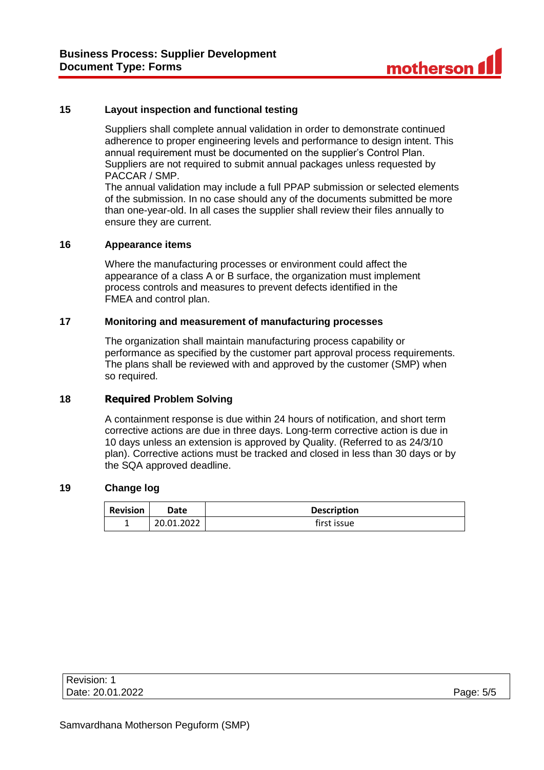## 15 Layout inspection and functional testing

Suppliers shall complete annual validation in order to demonstrate continued adherence to proper engineering levels and performance to design intent. This annual requirement must be documented on the supplier's Control Plan. Suppliers are not required to submit annual packages unless requested by PACCAR / SMP.
The annual validation may include a full PPAP submission or selected elements of the submission. In no case should any of the documents submitted be more than one-year-old. In all cases the supplier shall review their files annually to ensure they are current.

## 16 Appearance items

Where the manufacturing processes or environment could affect the appearance of a class A or B surface, the organization must implement process controls and measures to prevent defects identified in the FMEA and control plan.

## 17 Monitoring and measurement of manufacturing processes

The organization shall maintain manufacturing process capability or performance as specified by the customer part approval process requirements. The plans shall be reviewed with and approved by the customer (SMP) when so required.

## 18 Required Problem Solving

A containment response is due within 24 hours of notification, and short term corrective actions are due in three days. Long-term corrective action is due in 10 days unless an extension is approved by Quality. (Referred to as 24/3/10 plan). Corrective actions must be tracked and closed in less than 30 days or by the SQA approved deadline.

## 19 Change log

| Revision | Date | Description |
|---|---|---|
| 1 | 20.01.2022 | first issue |

Samvardhana Motherson Peguform (SMP)